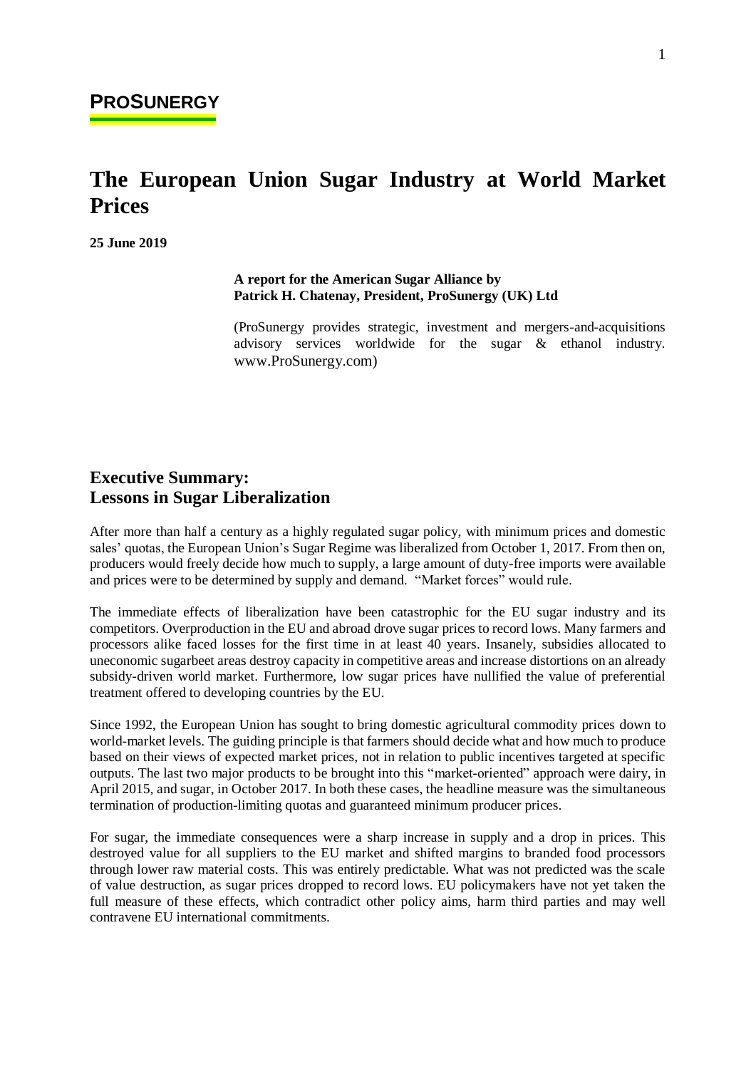**PROSUNERGY**

# The European Union Sugar Industry at World Market Prices

**25 June 2019**

**A report for the American Sugar Alliance by**
**Patrick H. Chatenay, President, ProSunergy (UK) Ltd**

(ProSunergy provides strategic, investment and mergers-and-acquisitions advisory services worldwide for the sugar & ethanol industry. www.ProSunergy.com)

## Executive Summary: Lessons in Sugar Liberalization

After more than half a century as a highly regulated sugar policy, with minimum prices and domestic sales' quotas, the European Union's Sugar Regime was liberalized from October 1, 2017. From then on, producers would freely decide how much to supply, a large amount of duty-free imports were available and prices were to be determined by supply and demand. "Market forces" would rule.

The immediate effects of liberalization have been catastrophic for the EU sugar industry and its competitors. Overproduction in the EU and abroad drove sugar prices to record lows. Many farmers and processors alike faced losses for the first time in at least 40 years. Insanely, subsidies allocated to uneconomic sugarbeet areas destroy capacity in competitive areas and increase distortions on an already subsidy-driven world market. Furthermore, low sugar prices have nullified the value of preferential treatment offered to developing countries by the EU.

Since 1992, the European Union has sought to bring domestic agricultural commodity prices down to world-market levels. The guiding principle is that farmers should decide what and how much to produce based on their views of expected market prices, not in relation to public incentives targeted at specific outputs. The last two major products to be brought into this "market-oriented" approach were dairy, in April 2015, and sugar, in October 2017. In both these cases, the headline measure was the simultaneous termination of production-limiting quotas and guaranteed minimum producer prices.

For sugar, the immediate consequences were a sharp increase in supply and a drop in prices. This destroyed value for all suppliers to the EU market and shifted margins to branded food processors through lower raw material costs. This was entirely predictable. What was not predicted was the scale of value destruction, as sugar prices dropped to record lows. EU policymakers have not yet taken the full measure of these effects, which contradict other policy aims, harm third parties and may well contravene EU international commitments.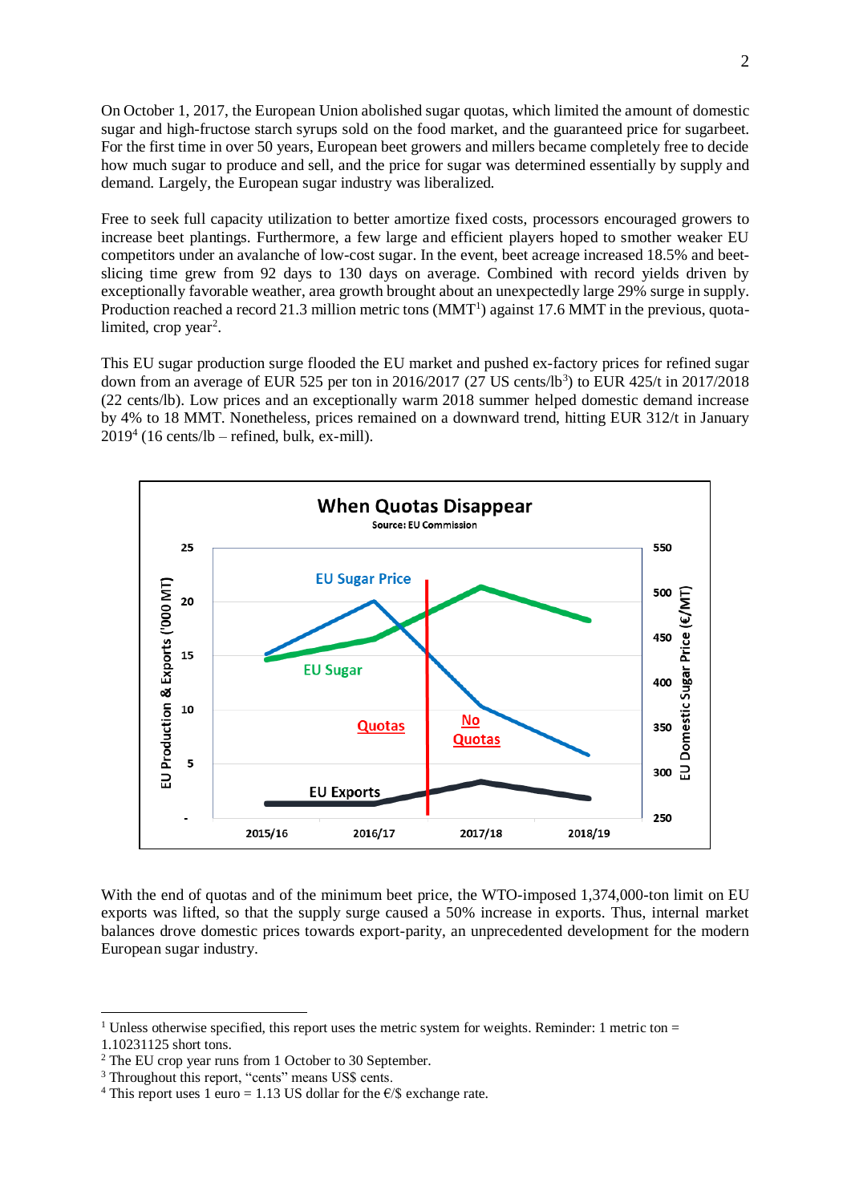On October 1, 2017, the European Union abolished sugar quotas, which limited the amount of domestic sugar and high-fructose starch syrups sold on the food market, and the guaranteed price for sugarbeet. For the first time in over 50 years, European beet growers and millers became completely free to decide how much sugar to produce and sell, and the price for sugar was determined essentially by supply and demand. Largely, the European sugar industry was liberalized.

Free to seek full capacity utilization to better amortize fixed costs, processors encouraged growers to increase beet plantings. Furthermore, a few large and efficient players hoped to smother weaker EU competitors under an avalanche of low-cost sugar. In the event, beet acreage increased 18.5% and beet-slicing time grew from 92 days to 130 days on average. Combined with record yields driven by exceptionally favorable weather, area growth brought about an unexpectedly large 29% surge in supply. Production reached a record 21.3 million metric tons (MMT[1]) against 17.6 MMT in the previous, quota-limited, crop year[2].

This EU sugar production surge flooded the EU market and pushed ex-factory prices for refined sugar down from an average of EUR 525 per ton in 2016/2017 (27 US cents/lb[3]) to EUR 425/t in 2017/2018 (22 cents/lb). Low prices and an exceptionally warm 2018 summer helped domestic demand increase by 4% to 18 MMT. Nonetheless, prices remained on a downward trend, hitting EUR 312/t in January 2019[4] (16 cents/lb – refined, bulk, ex-mill).

**When Quotas Disappear**
Source: EU Commission

With the end of quotas and of the minimum beet price, the WTO-imposed 1,374,000-ton limit on EU exports was lifted, so that the supply surge caused a 50% increase in exports. Thus, internal market balances drove domestic prices towards export-parity, an unprecedented development for the modern European sugar industry.

---

[1] Unless otherwise specified, this report uses the metric system for weights. Reminder: 1 metric ton = 1.10231125 short tons.

[2] The EU crop year runs from 1 October to 30 September.

[3] Throughout this report, "cents" means US$ cents.

[4] This report uses 1 euro = 1.13 US dollar for the €/$ exchange rate.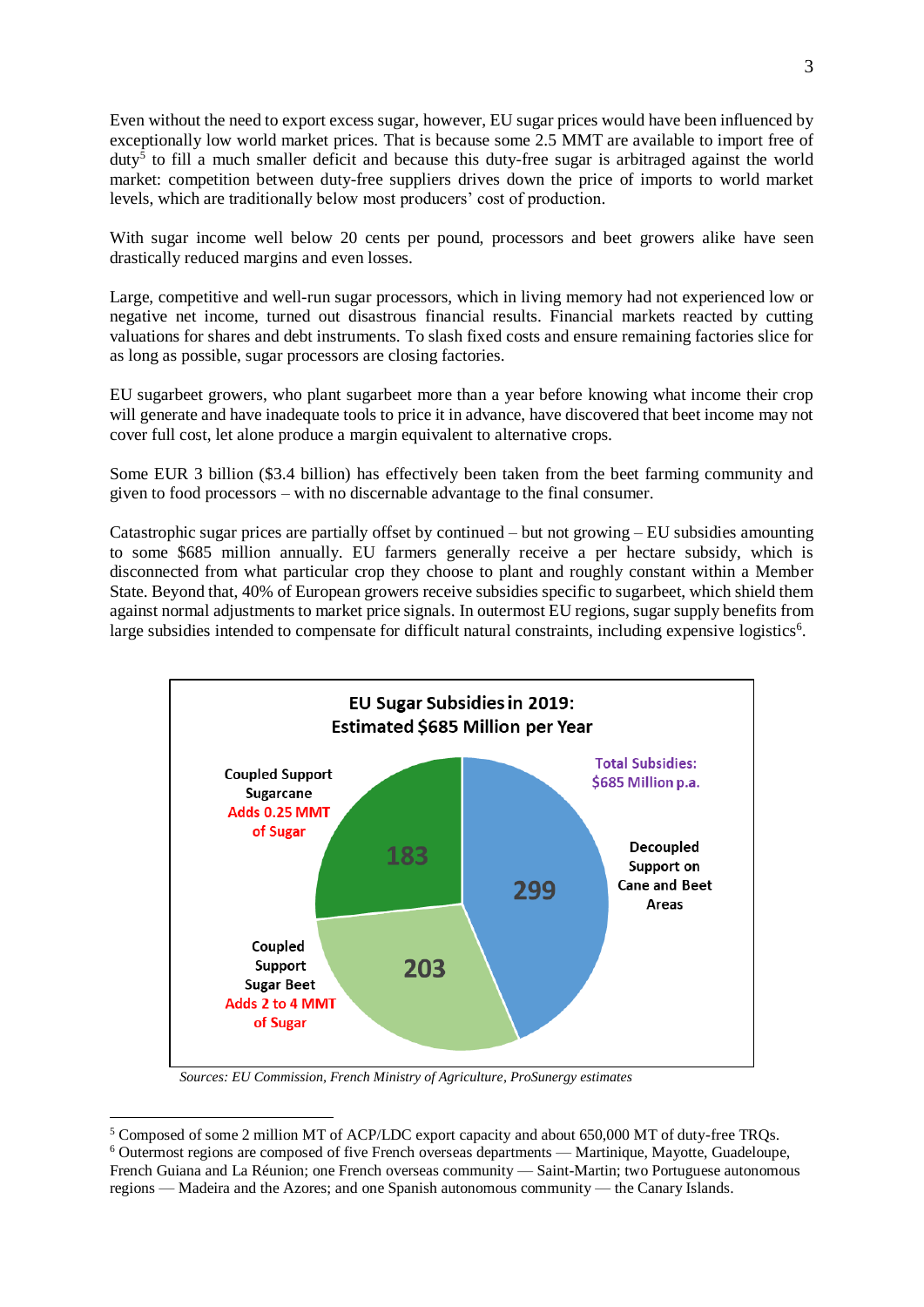Even without the need to export excess sugar, however, EU sugar prices would have been influenced by exceptionally low world market prices. That is because some 2.5 MMT are available to import free of duty[5] to fill a much smaller deficit and because this duty-free sugar is arbitraged against the world market: competition between duty-free suppliers drives down the price of imports to world market levels, which are traditionally below most producers' cost of production.

With sugar income well below 20 cents per pound, processors and beet growers alike have seen drastically reduced margins and even losses.

Large, competitive and well-run sugar processors, which in living memory had not experienced low or negative net income, turned out disastrous financial results. Financial markets reacted by cutting valuations for shares and debt instruments. To slash fixed costs and ensure remaining factories slice for as long as possible, sugar processors are closing factories.

EU sugarbeet growers, who plant sugarbeet more than a year before knowing what income their crop will generate and have inadequate tools to price it in advance, have discovered that beet income may not cover full cost, let alone produce a margin equivalent to alternative crops.

Some EUR 3 billion ($3.4 billion) has effectively been taken from the beet farming community and given to food processors – with no discernable advantage to the final consumer.

Catastrophic sugar prices are partially offset by continued – but not growing – EU subsidies amounting to some $685 million annually. EU farmers generally receive a per hectare subsidy, which is disconnected from what particular crop they choose to plant and roughly constant within a Member State. Beyond that, 40% of European growers receive subsidies specific to sugarbeet, which shield them against normal adjustments to market price signals. In outermost EU regions, sugar supply benefits from large subsidies intended to compensate for difficult natural constraints, including expensive logistics[6].

**EU Sugar Subsidies in 2019: Estimated $685 Million per Year**

| Category | Amount ($ million) | Note |
|---|---|---|
| Decoupled Support on Cane and Beet Areas | 299 | |
| Coupled Support Sugar Beet | 203 | Adds 2 to 4 MMT of Sugar |
| Coupled Support Sugarcane | 183 | Adds 0.25 MMT of Sugar |
| Total Subsidies | 685 p.a. | |

*Sources: EU Commission, French Ministry of Agriculture, ProSunergy estimates*

---

[5] Composed of some 2 million MT of ACP/LDC export capacity and about 650,000 MT of duty-free TRQs.

[6] Outermost regions are composed of five French overseas departments — Martinique, Mayotte, Guadeloupe, French Guiana and La Réunion; one French overseas community — Saint-Martin; two Portuguese autonomous regions — Madeira and the Azores; and one Spanish autonomous community — the Canary Islands.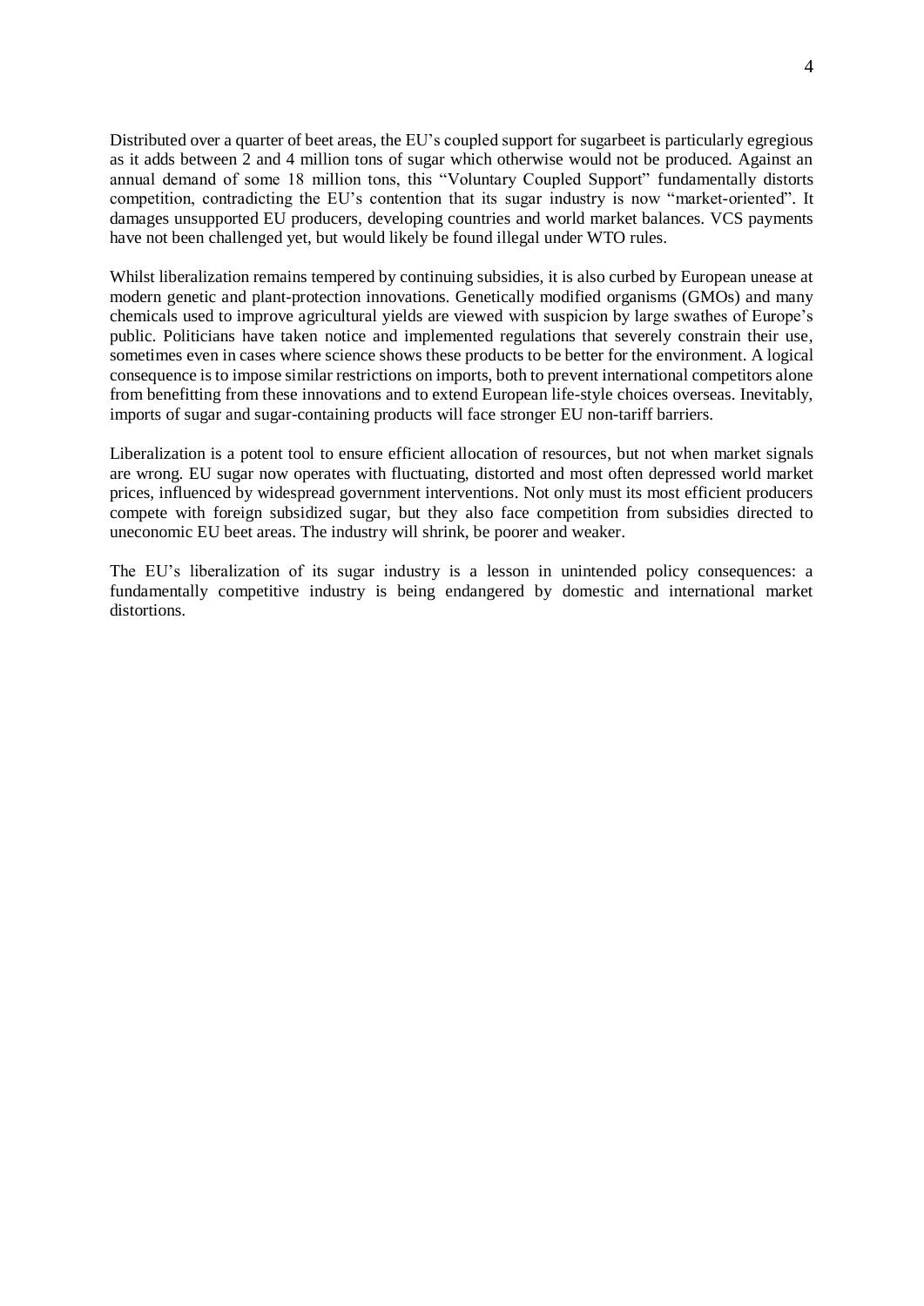Distributed over a quarter of beet areas, the EU's coupled support for sugarbeet is particularly egregious as it adds between 2 and 4 million tons of sugar which otherwise would not be produced. Against an annual demand of some 18 million tons, this "Voluntary Coupled Support" fundamentally distorts competition, contradicting the EU's contention that its sugar industry is now "market-oriented". It damages unsupported EU producers, developing countries and world market balances. VCS payments have not been challenged yet, but would likely be found illegal under WTO rules.

Whilst liberalization remains tempered by continuing subsidies, it is also curbed by European unease at modern genetic and plant-protection innovations. Genetically modified organisms (GMOs) and many chemicals used to improve agricultural yields are viewed with suspicion by large swathes of Europe's public. Politicians have taken notice and implemented regulations that severely constrain their use, sometimes even in cases where science shows these products to be better for the environment. A logical consequence is to impose similar restrictions on imports, both to prevent international competitors alone from benefitting from these innovations and to extend European life-style choices overseas. Inevitably, imports of sugar and sugar-containing products will face stronger EU non-tariff barriers.

Liberalization is a potent tool to ensure efficient allocation of resources, but not when market signals are wrong. EU sugar now operates with fluctuating, distorted and most often depressed world market prices, influenced by widespread government interventions. Not only must its most efficient producers compete with foreign subsidized sugar, but they also face competition from subsidies directed to uneconomic EU beet areas. The industry will shrink, be poorer and weaker.

The EU's liberalization of its sugar industry is a lesson in unintended policy consequences: a fundamentally competitive industry is being endangered by domestic and international market distortions.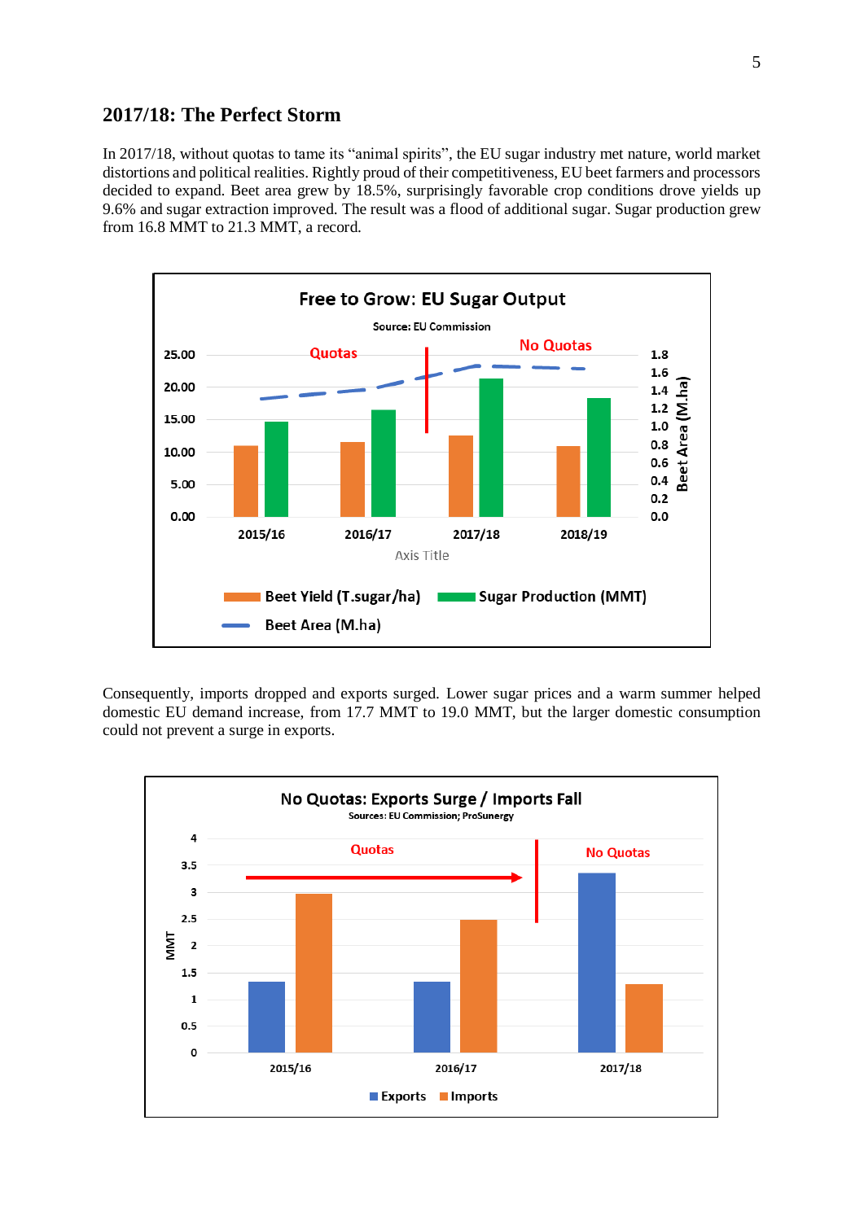## 2017/18: The Perfect Storm

In 2017/18, without quotas to tame its "animal spirits", the EU sugar industry met nature, world market distortions and political realities. Rightly proud of their competitiveness, EU beet farmers and processors decided to expand. Beet area grew by 18.5%, surprisingly favorable crop conditions drove yields up 9.6% and sugar extraction improved. The result was a flood of additional sugar. Sugar production grew from 16.8 MMT to 21.3 MMT, a record.

Consequently, imports dropped and exports surged. Lower sugar prices and a warm summer helped domestic EU demand increase, from 17.7 MMT to 19.0 MMT, but the larger domestic consumption could not prevent a surge in exports.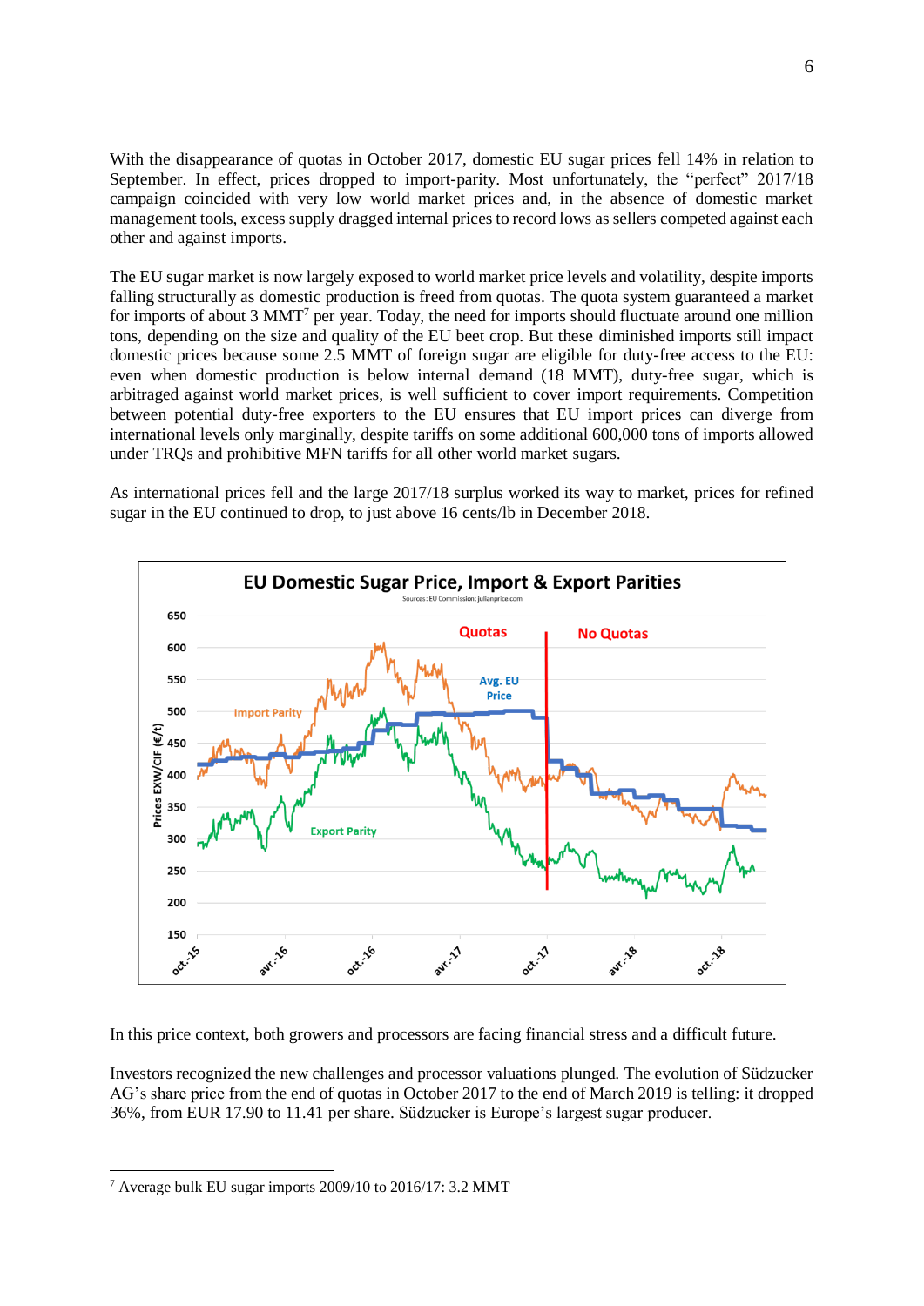With the disappearance of quotas in October 2017, domestic EU sugar prices fell 14% in relation to September. In effect, prices dropped to import-parity. Most unfortunately, the "perfect" 2017/18 campaign coincided with very low world market prices and, in the absence of domestic market management tools, excess supply dragged internal prices to record lows as sellers competed against each other and against imports.

The EU sugar market is now largely exposed to world market price levels and volatility, despite imports falling structurally as domestic production is freed from quotas. The quota system guaranteed a market for imports of about 3 MMT[7] per year. Today, the need for imports should fluctuate around one million tons, depending on the size and quality of the EU beet crop. But these diminished imports still impact domestic prices because some 2.5 MMT of foreign sugar are eligible for duty-free access to the EU: even when domestic production is below internal demand (18 MMT), duty-free sugar, which is arbitraged against world market prices, is well sufficient to cover import requirements. Competition between potential duty-free exporters to the EU ensures that EU import prices can diverge from international levels only marginally, despite tariffs on some additional 600,000 tons of imports allowed under TRQs and prohibitive MFN tariffs for all other world market sugars.

As international prices fell and the large 2017/18 surplus worked its way to market, prices for refined sugar in the EU continued to drop, to just above 16 cents/lb in December 2018.

In this price context, both growers and processors are facing financial stress and a difficult future.

Investors recognized the new challenges and processor valuations plunged. The evolution of Südzucker AG's share price from the end of quotas in October 2017 to the end of March 2019 is telling: it dropped 36%, from EUR 17.90 to 11.41 per share. Südzucker is Europe's largest sugar producer.

---

[7] Average bulk EU sugar imports 2009/10 to 2016/17: 3.2 MMT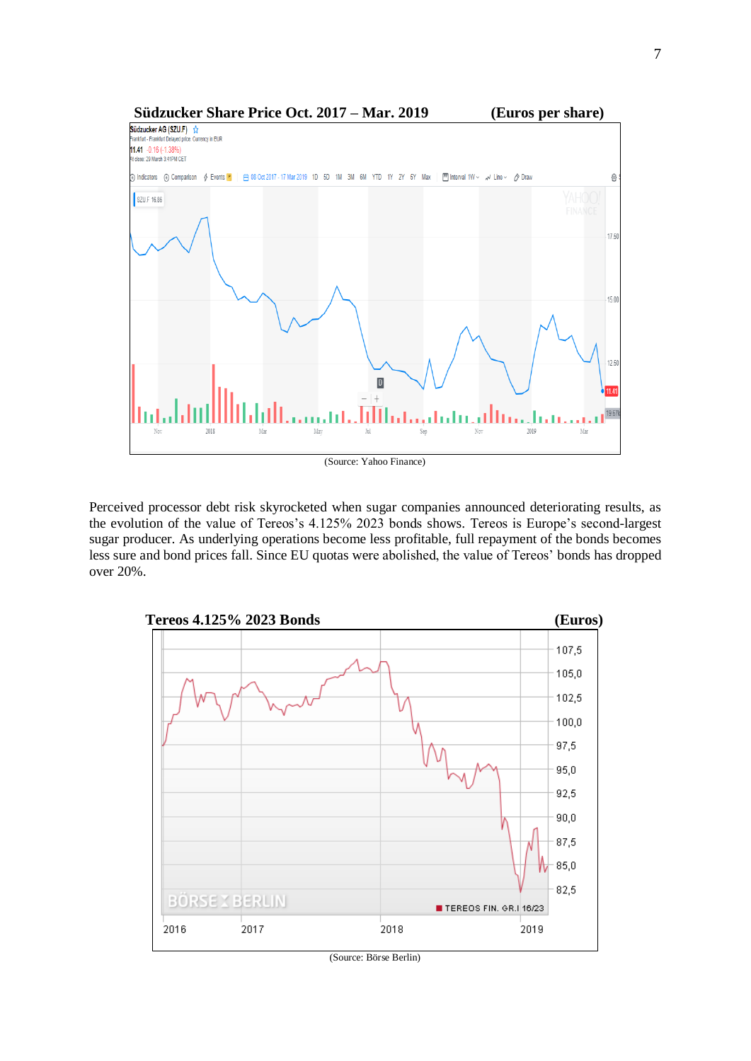**Südzucker Share Price Oct. 2017 – Mar. 2019** **(Euros per share)**

(Source: Yahoo Finance)

Perceived processor debt risk skyrocketed when sugar companies announced deteriorating results, as the evolution of the value of Tereos's 4.125% 2023 bonds shows. Tereos is Europe's second-largest sugar producer. As underlying operations become less profitable, full repayment of the bonds becomes less sure and bond prices fall. Since EU quotas were abolished, the value of Tereos' bonds has dropped over 20%.

**Tereos 4.125% 2023 Bonds** **(Euros)**

(Source: Börse Berlin)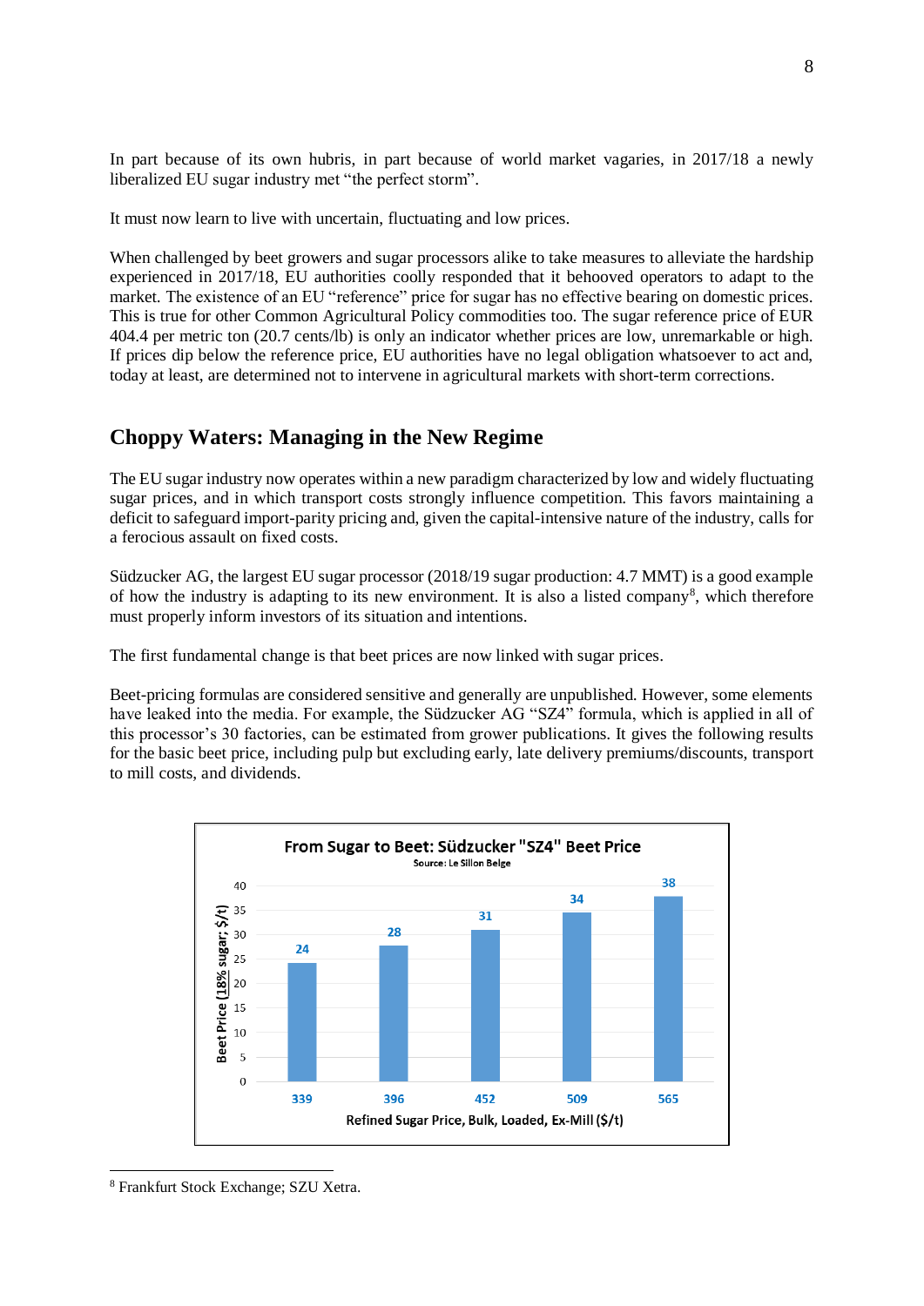In part because of its own hubris, in part because of world market vagaries, in 2017/18 a newly liberalized EU sugar industry met "the perfect storm".

It must now learn to live with uncertain, fluctuating and low prices.

When challenged by beet growers and sugar processors alike to take measures to alleviate the hardship experienced in 2017/18, EU authorities coolly responded that it behooved operators to adapt to the market. The existence of an EU "reference" price for sugar has no effective bearing on domestic prices. This is true for other Common Agricultural Policy commodities too. The sugar reference price of EUR 404.4 per metric ton (20.7 cents/lb) is only an indicator whether prices are low, unremarkable or high. If prices dip below the reference price, EU authorities have no legal obligation whatsoever to act and, today at least, are determined not to intervene in agricultural markets with short-term corrections.

## Choppy Waters: Managing in the New Regime

The EU sugar industry now operates within a new paradigm characterized by low and widely fluctuating sugar prices, and in which transport costs strongly influence competition. This favors maintaining a deficit to safeguard import-parity pricing and, given the capital-intensive nature of the industry, calls for a ferocious assault on fixed costs.

Südzucker AG, the largest EU sugar processor (2018/19 sugar production: 4.7 MMT) is a good example of how the industry is adapting to its new environment. It is also a listed company[8], which therefore must properly inform investors of its situation and intentions.

The first fundamental change is that beet prices are now linked with sugar prices.

Beet-pricing formulas are considered sensitive and generally are unpublished. However, some elements have leaked into the media. For example, the Südzucker AG "SZ4" formula, which is applied in all of this processor's 30 factories, can be estimated from grower publications. It gives the following results for the basic beet price, including pulp but excluding early, late delivery premiums/discounts, transport to mill costs, and dividends.

**From Sugar to Beet: Südzucker "SZ4" Beet Price**
Source: Le Sillon Belge

| Refined Sugar Price, Bulk, Loaded, Ex-Mill ($/t) | 339 | 396 | 452 | 509 | 565 |
|---|---|---|---|---|---|
| Beet Price (18% sugar; $/t) | 24 | 28 | 31 | 34 | 38 |

[8] Frankfurt Stock Exchange; SZU Xetra.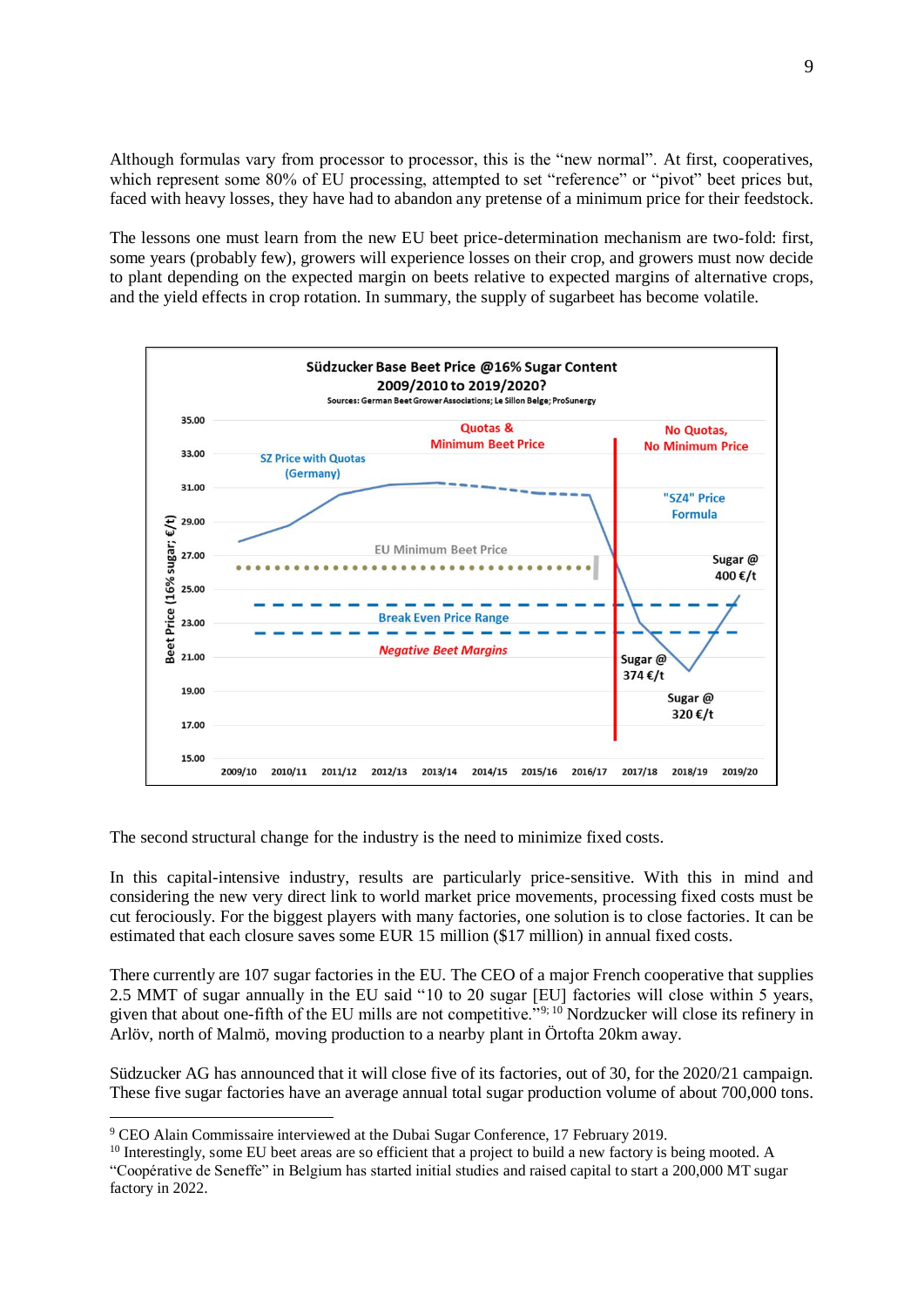Although formulas vary from processor to processor, this is the "new normal". At first, cooperatives, which represent some 80% of EU processing, attempted to set "reference" or "pivot" beet prices but, faced with heavy losses, they have had to abandon any pretense of a minimum price for their feedstock.

The lessons one must learn from the new EU beet price-determination mechanism are two-fold: first, some years (probably few), growers will experience losses on their crop, and growers must now decide to plant depending on the expected margin on beets relative to expected margins of alternative crops, and the yield effects in crop rotation. In summary, the supply of sugarbeet has become volatile.

**Südzucker Base Beet Price @16% Sugar Content 2009/2010 to 2019/2020?**

Sources: German Beet Grower Associations; Le Sillon Belge; ProSunergy

The second structural change for the industry is the need to minimize fixed costs.

In this capital-intensive industry, results are particularly price-sensitive. With this in mind and considering the new very direct link to world market price movements, processing fixed costs must be cut ferociously. For the biggest players with many factories, one solution is to close factories. It can be estimated that each closure saves some EUR 15 million ($17 million) in annual fixed costs.

There currently are 107 sugar factories in the EU. The CEO of a major French cooperative that supplies 2.5 MMT of sugar annually in the EU said "10 to 20 sugar [EU] factories will close within 5 years, given that about one-fifth of the EU mills are not competitive."[9; 10] Nordzucker will close its refinery in Arlöv, north of Malmö, moving production to a nearby plant in Örtofta 20km away.

Südzucker AG has announced that it will close five of its factories, out of 30, for the 2020/21 campaign. These five sugar factories have an average annual total sugar production volume of about 700,000 tons.

---

[9] CEO Alain Commissaire interviewed at the Dubai Sugar Conference, 17 February 2019.

[10] Interestingly, some EU beet areas are so efficient that a project to build a new factory is being mooted. A "Coopérative de Seneffe" in Belgium has started initial studies and raised capital to start a 200,000 MT sugar factory in 2022.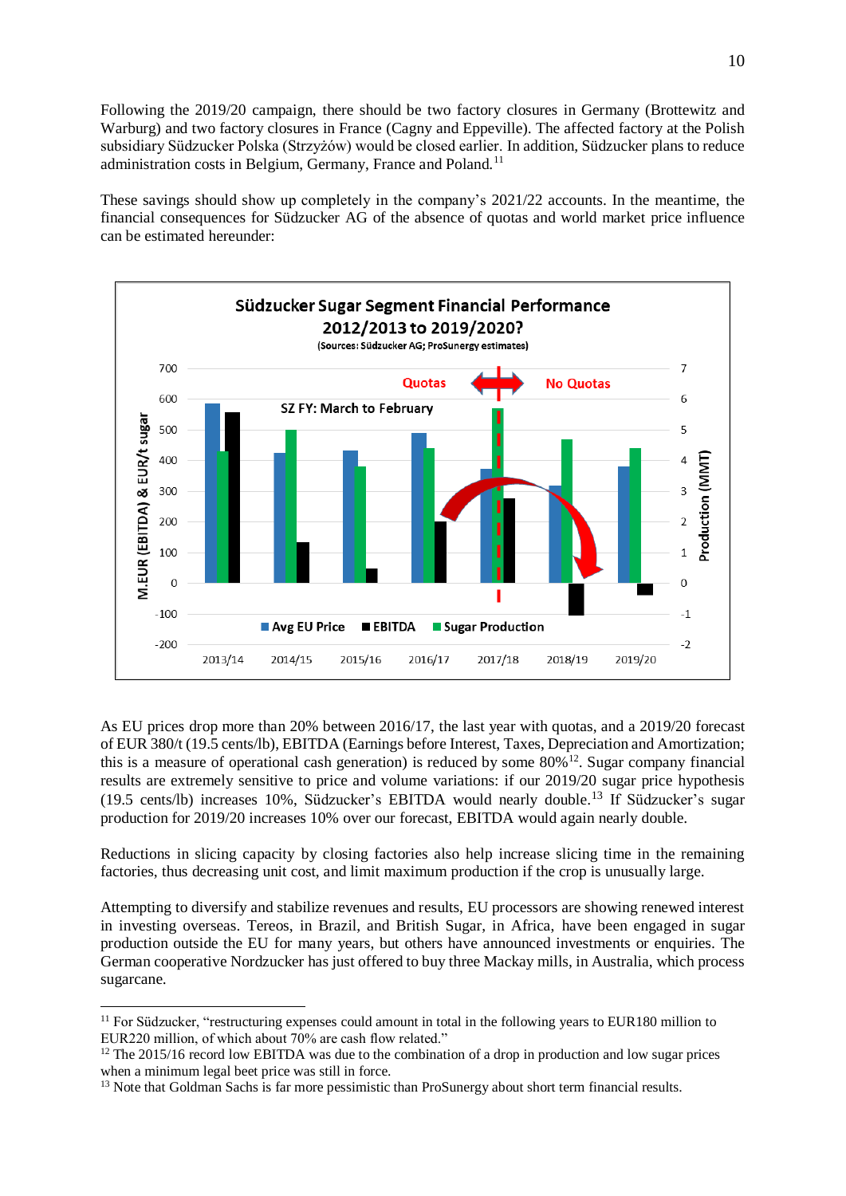Following the 2019/20 campaign, there should be two factory closures in Germany (Brottewitz and Warburg) and two factory closures in France (Cagny and Eppeville). The affected factory at the Polish subsidiary Südzucker Polska (Strzyżów) would be closed earlier. In addition, Südzucker plans to reduce administration costs in Belgium, Germany, France and Poland.[11]

These savings should show up completely in the company's 2021/22 accounts. In the meantime, the financial consequences for Südzucker AG of the absence of quotas and world market price influence can be estimated hereunder:

As EU prices drop more than 20% between 2016/17, the last year with quotas, and a 2019/20 forecast of EUR 380/t (19.5 cents/lb), EBITDA (Earnings before Interest, Taxes, Depreciation and Amortization; this is a measure of operational cash generation) is reduced by some 80%[12]. Sugar company financial results are extremely sensitive to price and volume variations: if our 2019/20 sugar price hypothesis (19.5 cents/lb) increases 10%, Südzucker's EBITDA would nearly double.[13] If Südzucker's sugar production for 2019/20 increases 10% over our forecast, EBITDA would again nearly double.

Reductions in slicing capacity by closing factories also help increase slicing time in the remaining factories, thus decreasing unit cost, and limit maximum production if the crop is unusually large.

Attempting to diversify and stabilize revenues and results, EU processors are showing renewed interest in investing overseas. Tereos, in Brazil, and British Sugar, in Africa, have been engaged in sugar production outside the EU for many years, but others have announced investments or enquiries. The German cooperative Nordzucker has just offered to buy three Mackay mills, in Australia, which process sugarcane.

---

[11] For Südzucker, "restructuring expenses could amount in total in the following years to EUR180 million to EUR220 million, of which about 70% are cash flow related."

[12] The 2015/16 record low EBITDA was due to the combination of a drop in production and low sugar prices when a minimum legal beet price was still in force.

[13] Note that Goldman Sachs is far more pessimistic than ProSunergy about short term financial results.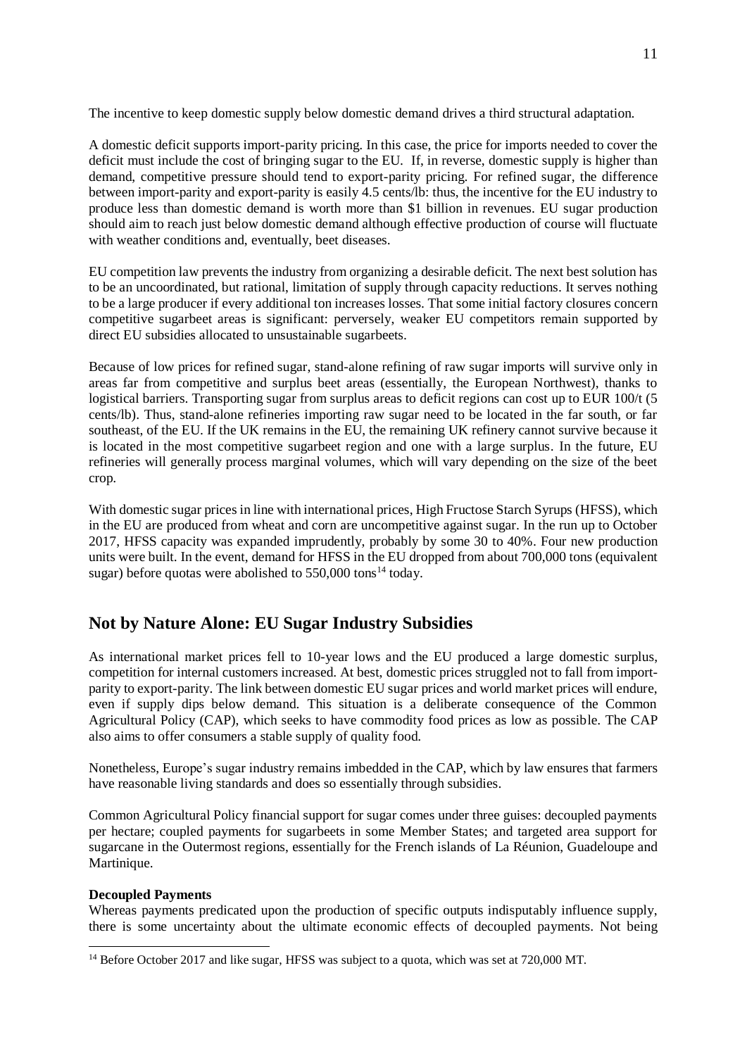The incentive to keep domestic supply below domestic demand drives a third structural adaptation.

A domestic deficit supports import-parity pricing. In this case, the price for imports needed to cover the deficit must include the cost of bringing sugar to the EU. If, in reverse, domestic supply is higher than demand, competitive pressure should tend to export-parity pricing. For refined sugar, the difference between import-parity and export-parity is easily 4.5 cents/lb: thus, the incentive for the EU industry to produce less than domestic demand is worth more than $1 billion in revenues. EU sugar production should aim to reach just below domestic demand although effective production of course will fluctuate with weather conditions and, eventually, beet diseases.

EU competition law prevents the industry from organizing a desirable deficit. The next best solution has to be an uncoordinated, but rational, limitation of supply through capacity reductions. It serves nothing to be a large producer if every additional ton increases losses. That some initial factory closures concern competitive sugarbeet areas is significant: perversely, weaker EU competitors remain supported by direct EU subsidies allocated to unsustainable sugarbeets.

Because of low prices for refined sugar, stand-alone refining of raw sugar imports will survive only in areas far from competitive and surplus beet areas (essentially, the European Northwest), thanks to logistical barriers. Transporting sugar from surplus areas to deficit regions can cost up to EUR 100/t (5 cents/lb). Thus, stand-alone refineries importing raw sugar need to be located in the far south, or far southeast, of the EU. If the UK remains in the EU, the remaining UK refinery cannot survive because it is located in the most competitive sugarbeet region and one with a large surplus. In the future, EU refineries will generally process marginal volumes, which will vary depending on the size of the beet crop.

With domestic sugar prices in line with international prices, High Fructose Starch Syrups (HFSS), which in the EU are produced from wheat and corn are uncompetitive against sugar. In the run up to October 2017, HFSS capacity was expanded imprudently, probably by some 30 to 40%. Four new production units were built. In the event, demand for HFSS in the EU dropped from about 700,000 tons (equivalent sugar) before quotas were abolished to 550,000 tons[14] today.

## Not by Nature Alone: EU Sugar Industry Subsidies

As international market prices fell to 10-year lows and the EU produced a large domestic surplus, competition for internal customers increased. At best, domestic prices struggled not to fall from import-parity to export-parity. The link between domestic EU sugar prices and world market prices will endure, even if supply dips below demand. This situation is a deliberate consequence of the Common Agricultural Policy (CAP), which seeks to have commodity food prices as low as possible. The CAP also aims to offer consumers a stable supply of quality food.

Nonetheless, Europe's sugar industry remains imbedded in the CAP, which by law ensures that farmers have reasonable living standards and does so essentially through subsidies.

Common Agricultural Policy financial support for sugar comes under three guises: decoupled payments per hectare; coupled payments for sugarbeets in some Member States; and targeted area support for sugarcane in the Outermost regions, essentially for the French islands of La Réunion, Guadeloupe and Martinique.

**Decoupled Payments**

Whereas payments predicated upon the production of specific outputs indisputably influence supply, there is some uncertainty about the ultimate economic effects of decoupled payments. Not being

[14] Before October 2017 and like sugar, HFSS was subject to a quota, which was set at 720,000 MT.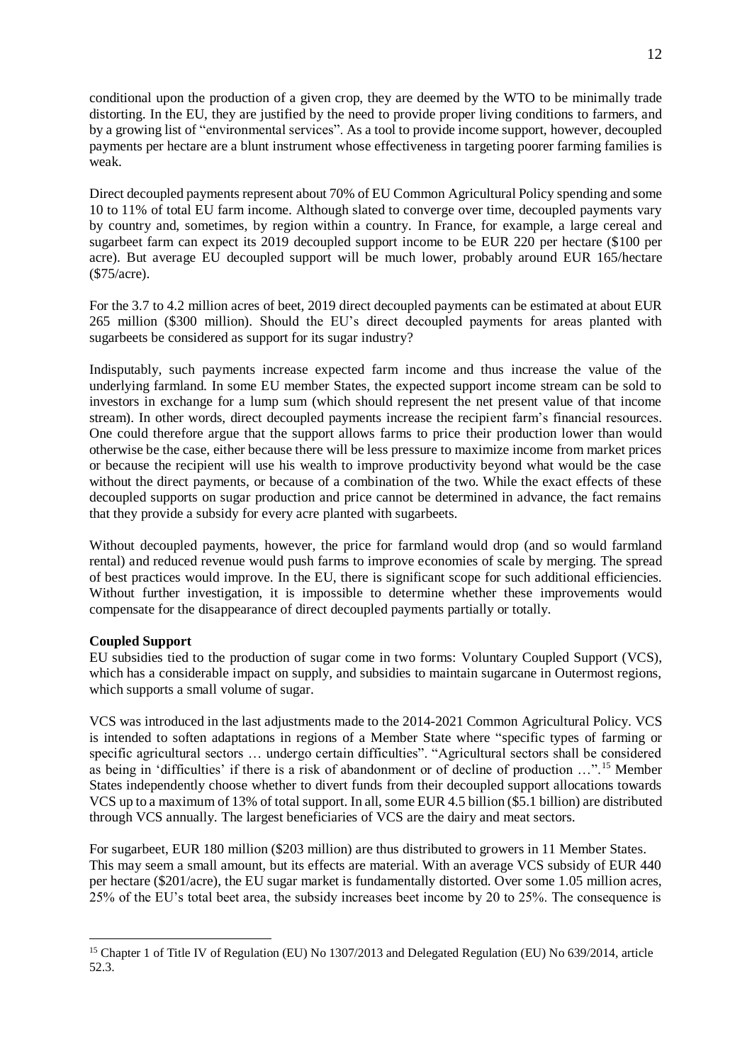conditional upon the production of a given crop, they are deemed by the WTO to be minimally trade distorting. In the EU, they are justified by the need to provide proper living conditions to farmers, and by a growing list of "environmental services". As a tool to provide income support, however, decoupled payments per hectare are a blunt instrument whose effectiveness in targeting poorer farming families is weak.

Direct decoupled payments represent about 70% of EU Common Agricultural Policy spending and some 10 to 11% of total EU farm income. Although slated to converge over time, decoupled payments vary by country and, sometimes, by region within a country. In France, for example, a large cereal and sugarbeet farm can expect its 2019 decoupled support income to be EUR 220 per hectare ($100 per acre). But average EU decoupled support will be much lower, probably around EUR 165/hectare ($75/acre).

For the 3.7 to 4.2 million acres of beet, 2019 direct decoupled payments can be estimated at about EUR 265 million ($300 million). Should the EU's direct decoupled payments for areas planted with sugarbeets be considered as support for its sugar industry?

Indisputably, such payments increase expected farm income and thus increase the value of the underlying farmland. In some EU member States, the expected support income stream can be sold to investors in exchange for a lump sum (which should represent the net present value of that income stream). In other words, direct decoupled payments increase the recipient farm's financial resources. One could therefore argue that the support allows farms to price their production lower than would otherwise be the case, either because there will be less pressure to maximize income from market prices or because the recipient will use his wealth to improve productivity beyond what would be the case without the direct payments, or because of a combination of the two. While the exact effects of these decoupled supports on sugar production and price cannot be determined in advance, the fact remains that they provide a subsidy for every acre planted with sugarbeets.

Without decoupled payments, however, the price for farmland would drop (and so would farmland rental) and reduced revenue would push farms to improve economies of scale by merging. The spread of best practices would improve. In the EU, there is significant scope for such additional efficiencies. Without further investigation, it is impossible to determine whether these improvements would compensate for the disappearance of direct decoupled payments partially or totally.

**Coupled Support**

EU subsidies tied to the production of sugar come in two forms: Voluntary Coupled Support (VCS), which has a considerable impact on supply, and subsidies to maintain sugarcane in Outermost regions, which supports a small volume of sugar.

VCS was introduced in the last adjustments made to the 2014-2021 Common Agricultural Policy. VCS is intended to soften adaptations in regions of a Member State where "specific types of farming or specific agricultural sectors … undergo certain difficulties". "Agricultural sectors shall be considered as being in 'difficulties' if there is a risk of abandonment or of decline of production …".[15] Member States independently choose whether to divert funds from their decoupled support allocations towards VCS up to a maximum of 13% of total support. In all, some EUR 4.5 billion ($5.1 billion) are distributed through VCS annually. The largest beneficiaries of VCS are the dairy and meat sectors.

For sugarbeet, EUR 180 million ($203 million) are thus distributed to growers in 11 Member States. This may seem a small amount, but its effects are material. With an average VCS subsidy of EUR 440 per hectare ($201/acre), the EU sugar market is fundamentally distorted. Over some 1.05 million acres, 25% of the EU's total beet area, the subsidy increases beet income by 20 to 25%. The consequence is

---

[15] Chapter 1 of Title IV of Regulation (EU) No 1307/2013 and Delegated Regulation (EU) No 639/2014, article 52.3.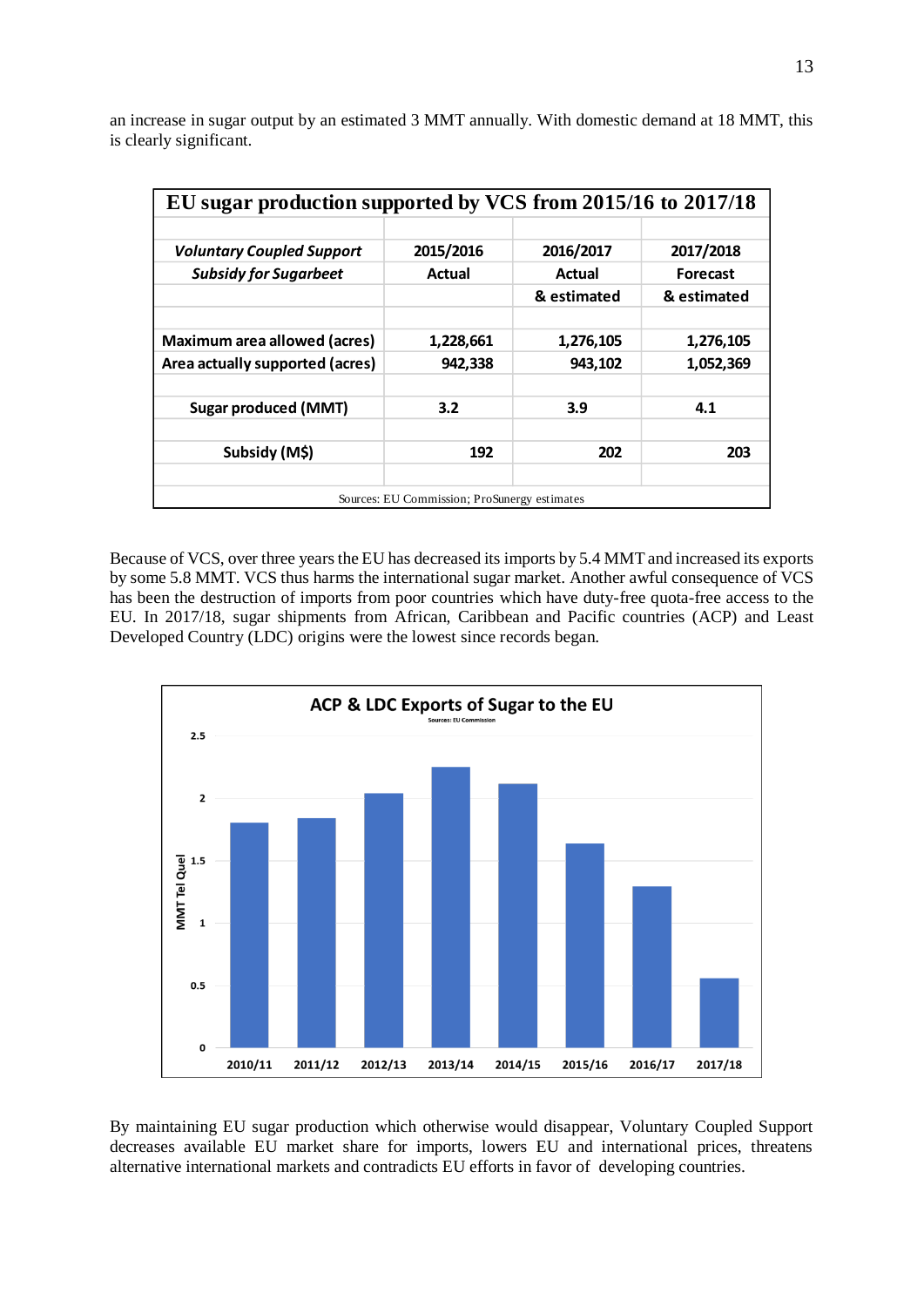an increase in sugar output by an estimated 3 MMT annually. With domestic demand at 18 MMT, this is clearly significant.

**EU sugar production supported by VCS from 2015/16 to 2017/18**

| ***Voluntary Coupled Support Subsidy for Sugarbeet*** | **2015/2016 Actual** | **2016/2017 Actual & estimated** | **2017/2018 Forecast & estimated** |
|---|---|---|---|
| **Maximum area allowed (acres)** | **1,228,661** | **1,276,105** | **1,276,105** |
| **Area actually supported (acres)** | **942,338** | **943,102** | **1,052,369** |
| **Sugar produced (MMT)** | **3.2** | **3.9** | **4.1** |
| **Subsidy (M$)** | **192** | **202** | **203** |

Sources: EU Commission; ProSunergy estimates

Because of VCS, over three years the EU has decreased its imports by 5.4 MMT and increased its exports by some 5.8 MMT. VCS thus harms the international sugar market. Another awful consequence of VCS has been the destruction of imports from poor countries which have duty-free quota-free access to the EU. In 2017/18, sugar shipments from African, Caribbean and Pacific countries (ACP) and Least Developed Country (LDC) origins were the lowest since records began.

**ACP & LDC Exports of Sugar to the EU**

Sources: EU Commission

By maintaining EU sugar production which otherwise would disappear, Voluntary Coupled Support decreases available EU market share for imports, lowers EU and international prices, threatens alternative international markets and contradicts EU efforts in favor of developing countries.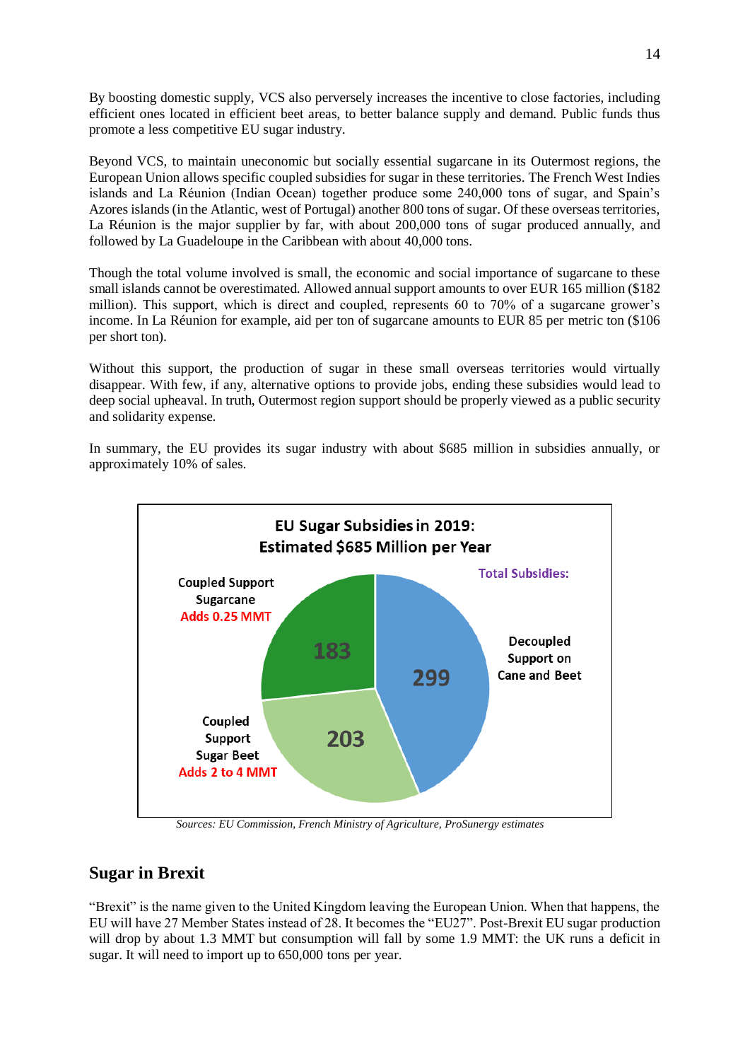By boosting domestic supply, VCS also perversely increases the incentive to close factories, including efficient ones located in efficient beet areas, to better balance supply and demand. Public funds thus promote a less competitive EU sugar industry.

Beyond VCS, to maintain uneconomic but socially essential sugarcane in its Outermost regions, the European Union allows specific coupled subsidies for sugar in these territories. The French West Indies islands and La Réunion (Indian Ocean) together produce some 240,000 tons of sugar, and Spain's Azores islands (in the Atlantic, west of Portugal) another 800 tons of sugar. Of these overseas territories, La Réunion is the major supplier by far, with about 200,000 tons of sugar produced annually, and followed by La Guadeloupe in the Caribbean with about 40,000 tons.

Though the total volume involved is small, the economic and social importance of sugarcane to these small islands cannot be overestimated. Allowed annual support amounts to over EUR 165 million ($182 million). This support, which is direct and coupled, represents 60 to 70% of a sugarcane grower's income. In La Réunion for example, aid per ton of sugarcane amounts to EUR 85 per metric ton ($106 per short ton).

Without this support, the production of sugar in these small overseas territories would virtually disappear. With few, if any, alternative options to provide jobs, ending these subsidies would lead to deep social upheaval. In truth, Outermost region support should be properly viewed as a public security and solidarity expense.

In summary, the EU provides its sugar industry with about $685 million in subsidies annually, or approximately 10% of sales.

**EU Sugar Subsidies in 2019: Estimated $685 Million per Year**

Total Subsidies:

| Category | Amount ($ million) |
| --- | --- |
| Decoupled Support on Cane and Beet | 299 |
| Coupled Support Sugar Beet (Adds 2 to 4 MMT) | 203 |
| Coupled Support Sugarcane (Adds 0.25 MMT) | 183 |

*Sources: EU Commission, French Ministry of Agriculture, ProSunergy estimates*

## Sugar in Brexit

"Brexit" is the name given to the United Kingdom leaving the European Union. When that happens, the EU will have 27 Member States instead of 28. It becomes the "EU27". Post-Brexit EU sugar production will drop by about 1.3 MMT but consumption will fall by some 1.9 MMT: the UK runs a deficit in sugar. It will need to import up to 650,000 tons per year.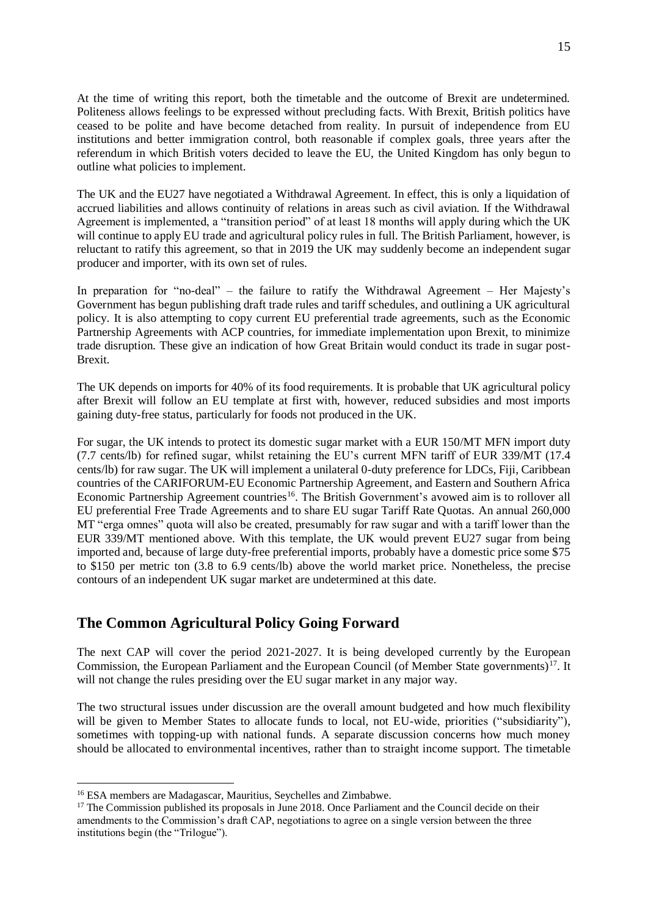At the time of writing this report, both the timetable and the outcome of Brexit are undetermined. Politeness allows feelings to be expressed without precluding facts. With Brexit, British politics have ceased to be polite and have become detached from reality. In pursuit of independence from EU institutions and better immigration control, both reasonable if complex goals, three years after the referendum in which British voters decided to leave the EU, the United Kingdom has only begun to outline what policies to implement.

The UK and the EU27 have negotiated a Withdrawal Agreement. In effect, this is only a liquidation of accrued liabilities and allows continuity of relations in areas such as civil aviation. If the Withdrawal Agreement is implemented, a "transition period" of at least 18 months will apply during which the UK will continue to apply EU trade and agricultural policy rules in full. The British Parliament, however, is reluctant to ratify this agreement, so that in 2019 the UK may suddenly become an independent sugar producer and importer, with its own set of rules.

In preparation for "no-deal" – the failure to ratify the Withdrawal Agreement – Her Majesty's Government has begun publishing draft trade rules and tariff schedules, and outlining a UK agricultural policy. It is also attempting to copy current EU preferential trade agreements, such as the Economic Partnership Agreements with ACP countries, for immediate implementation upon Brexit, to minimize trade disruption. These give an indication of how Great Britain would conduct its trade in sugar post-Brexit.

The UK depends on imports for 40% of its food requirements. It is probable that UK agricultural policy after Brexit will follow an EU template at first with, however, reduced subsidies and most imports gaining duty-free status, particularly for foods not produced in the UK.

For sugar, the UK intends to protect its domestic sugar market with a EUR 150/MT MFN import duty (7.7 cents/lb) for refined sugar, whilst retaining the EU's current MFN tariff of EUR 339/MT (17.4 cents/lb) for raw sugar. The UK will implement a unilateral 0-duty preference for LDCs, Fiji, Caribbean countries of the CARIFORUM-EU Economic Partnership Agreement, and Eastern and Southern Africa Economic Partnership Agreement countries[16]. The British Government's avowed aim is to rollover all EU preferential Free Trade Agreements and to share EU sugar Tariff Rate Quotas. An annual 260,000 MT "erga omnes" quota will also be created, presumably for raw sugar and with a tariff lower than the EUR 339/MT mentioned above. With this template, the UK would prevent EU27 sugar from being imported and, because of large duty-free preferential imports, probably have a domestic price some $75 to $150 per metric ton (3.8 to 6.9 cents/lb) above the world market price. Nonetheless, the precise contours of an independent UK sugar market are undetermined at this date.

## The Common Agricultural Policy Going Forward

The next CAP will cover the period 2021-2027. It is being developed currently by the European Commission, the European Parliament and the European Council (of Member State governments)[17]. It will not change the rules presiding over the EU sugar market in any major way.

The two structural issues under discussion are the overall amount budgeted and how much flexibility will be given to Member States to allocate funds to local, not EU-wide, priorities ("subsidiarity"), sometimes with topping-up with national funds. A separate discussion concerns how much money should be allocated to environmental incentives, rather than to straight income support. The timetable

---

[16] ESA members are Madagascar, Mauritius, Seychelles and Zimbabwe.

[17] The Commission published its proposals in June 2018. Once Parliament and the Council decide on their amendments to the Commission's draft CAP, negotiations to agree on a single version between the three institutions begin (the "Trilogue").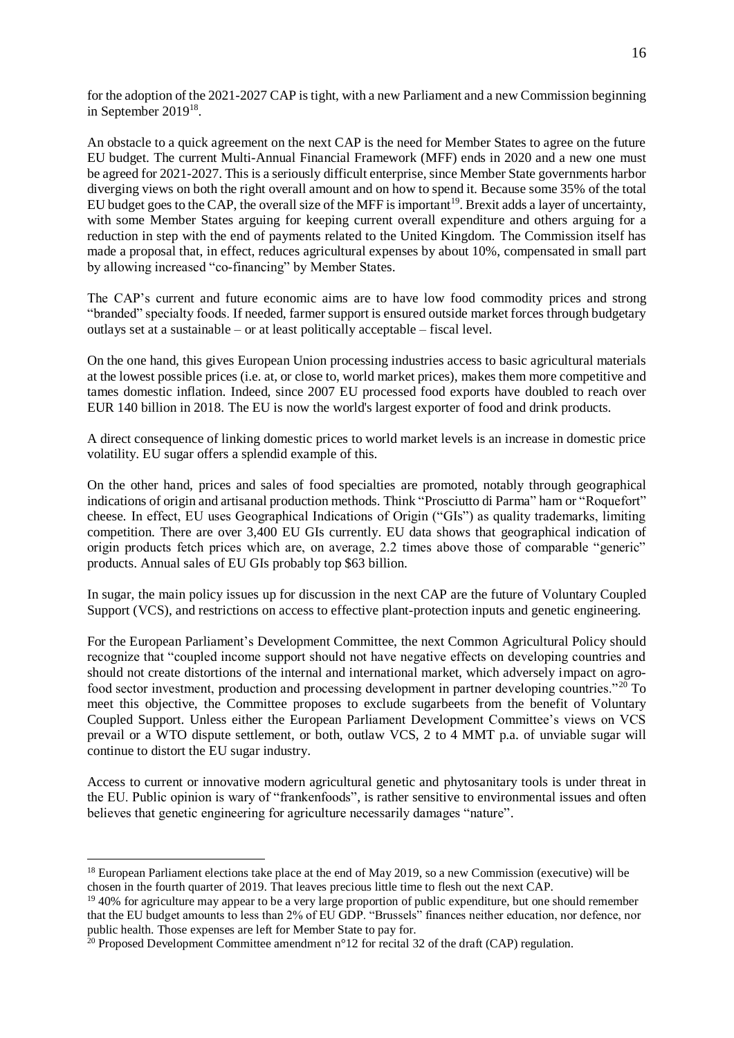for the adoption of the 2021-2027 CAP is tight, with a new Parliament and a new Commission beginning in September 2019[18].

An obstacle to a quick agreement on the next CAP is the need for Member States to agree on the future EU budget. The current Multi-Annual Financial Framework (MFF) ends in 2020 and a new one must be agreed for 2021-2027. This is a seriously difficult enterprise, since Member State governments harbor diverging views on both the right overall amount and on how to spend it. Because some 35% of the total EU budget goes to the CAP, the overall size of the MFF is important[19]. Brexit adds a layer of uncertainty, with some Member States arguing for keeping current overall expenditure and others arguing for a reduction in step with the end of payments related to the United Kingdom. The Commission itself has made a proposal that, in effect, reduces agricultural expenses by about 10%, compensated in small part by allowing increased "co-financing" by Member States.

The CAP's current and future economic aims are to have low food commodity prices and strong "branded" specialty foods. If needed, farmer support is ensured outside market forces through budgetary outlays set at a sustainable – or at least politically acceptable – fiscal level.

On the one hand, this gives European Union processing industries access to basic agricultural materials at the lowest possible prices (i.e. at, or close to, world market prices), makes them more competitive and tames domestic inflation. Indeed, since 2007 EU processed food exports have doubled to reach over EUR 140 billion in 2018. The EU is now the world's largest exporter of food and drink products.

A direct consequence of linking domestic prices to world market levels is an increase in domestic price volatility. EU sugar offers a splendid example of this.

On the other hand, prices and sales of food specialties are promoted, notably through geographical indications of origin and artisanal production methods. Think "Prosciutto di Parma" ham or "Roquefort" cheese. In effect, EU uses Geographical Indications of Origin ("GIs") as quality trademarks, limiting competition. There are over 3,400 EU GIs currently. EU data shows that geographical indication of origin products fetch prices which are, on average, 2.2 times above those of comparable "generic" products. Annual sales of EU GIs probably top $63 billion.

In sugar, the main policy issues up for discussion in the next CAP are the future of Voluntary Coupled Support (VCS), and restrictions on access to effective plant-protection inputs and genetic engineering.

For the European Parliament's Development Committee, the next Common Agricultural Policy should recognize that "coupled income support should not have negative effects on developing countries and should not create distortions of the internal and international market, which adversely impact on agro-food sector investment, production and processing development in partner developing countries."[20] To meet this objective, the Committee proposes to exclude sugarbeets from the benefit of Voluntary Coupled Support. Unless either the European Parliament Development Committee's views on VCS prevail or a WTO dispute settlement, or both, outlaw VCS, 2 to 4 MMT p.a. of unviable sugar will continue to distort the EU sugar industry.

Access to current or innovative modern agricultural genetic and phytosanitary tools is under threat in the EU. Public opinion is wary of "frankenfoods", is rather sensitive to environmental issues and often believes that genetic engineering for agriculture necessarily damages "nature".

---

[18] European Parliament elections take place at the end of May 2019, so a new Commission (executive) will be chosen in the fourth quarter of 2019. That leaves precious little time to flesh out the next CAP.

[19] 40% for agriculture may appear to be a very large proportion of public expenditure, but one should remember that the EU budget amounts to less than 2% of EU GDP. "Brussels" finances neither education, nor defence, nor public health. Those expenses are left for Member State to pay for.

[20] Proposed Development Committee amendment n°12 for recital 32 of the draft (CAP) regulation.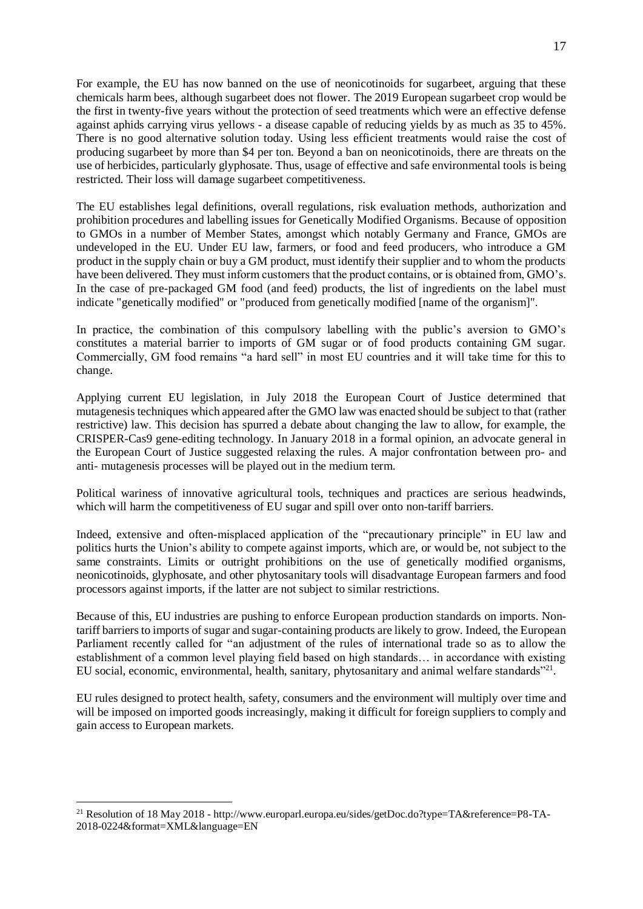For example, the EU has now banned on the use of neonicotinoids for sugarbeet, arguing that these chemicals harm bees, although sugarbeet does not flower. The 2019 European sugarbeet crop would be the first in twenty-five years without the protection of seed treatments which were an effective defense against aphids carrying virus yellows - a disease capable of reducing yields by as much as 35 to 45%. There is no good alternative solution today. Using less efficient treatments would raise the cost of producing sugarbeet by more than $4 per ton. Beyond a ban on neonicotinoids, there are threats on the use of herbicides, particularly glyphosate. Thus, usage of effective and safe environmental tools is being restricted. Their loss will damage sugarbeet competitiveness.

The EU establishes legal definitions, overall regulations, risk evaluation methods, authorization and prohibition procedures and labelling issues for Genetically Modified Organisms. Because of opposition to GMOs in a number of Member States, amongst which notably Germany and France, GMOs are undeveloped in the EU. Under EU law, farmers, or food and feed producers, who introduce a GM product in the supply chain or buy a GM product, must identify their supplier and to whom the products have been delivered. They must inform customers that the product contains, or is obtained from, GMO's. In the case of pre-packaged GM food (and feed) products, the list of ingredients on the label must indicate "genetically modified" or "produced from genetically modified [name of the organism]".

In practice, the combination of this compulsory labelling with the public's aversion to GMO's constitutes a material barrier to imports of GM sugar or of food products containing GM sugar. Commercially, GM food remains "a hard sell" in most EU countries and it will take time for this to change.

Applying current EU legislation, in July 2018 the European Court of Justice determined that mutagenesis techniques which appeared after the GMO law was enacted should be subject to that (rather restrictive) law. This decision has spurred a debate about changing the law to allow, for example, the CRISPER-Cas9 gene-editing technology. In January 2018 in a formal opinion, an advocate general in the European Court of Justice suggested relaxing the rules. A major confrontation between pro- and anti- mutagenesis processes will be played out in the medium term.

Political wariness of innovative agricultural tools, techniques and practices are serious headwinds, which will harm the competitiveness of EU sugar and spill over onto non-tariff barriers.

Indeed, extensive and often-misplaced application of the "precautionary principle" in EU law and politics hurts the Union's ability to compete against imports, which are, or would be, not subject to the same constraints. Limits or outright prohibitions on the use of genetically modified organisms, neonicotinoids, glyphosate, and other phytosanitary tools will disadvantage European farmers and food processors against imports, if the latter are not subject to similar restrictions.

Because of this, EU industries are pushing to enforce European production standards on imports. Non-tariff barriers to imports of sugar and sugar-containing products are likely to grow. Indeed, the European Parliament recently called for "an adjustment of the rules of international trade so as to allow the establishment of a common level playing field based on high standards… in accordance with existing EU social, economic, environmental, health, sanitary, phytosanitary and animal welfare standards"[21].

EU rules designed to protect health, safety, consumers and the environment will multiply over time and will be imposed on imported goods increasingly, making it difficult for foreign suppliers to comply and gain access to European markets.

---

[21] Resolution of 18 May 2018 - http://www.europarl.europa.eu/sides/getDoc.do?type=TA&reference=P8-TA-2018-0224&format=XML&language=EN